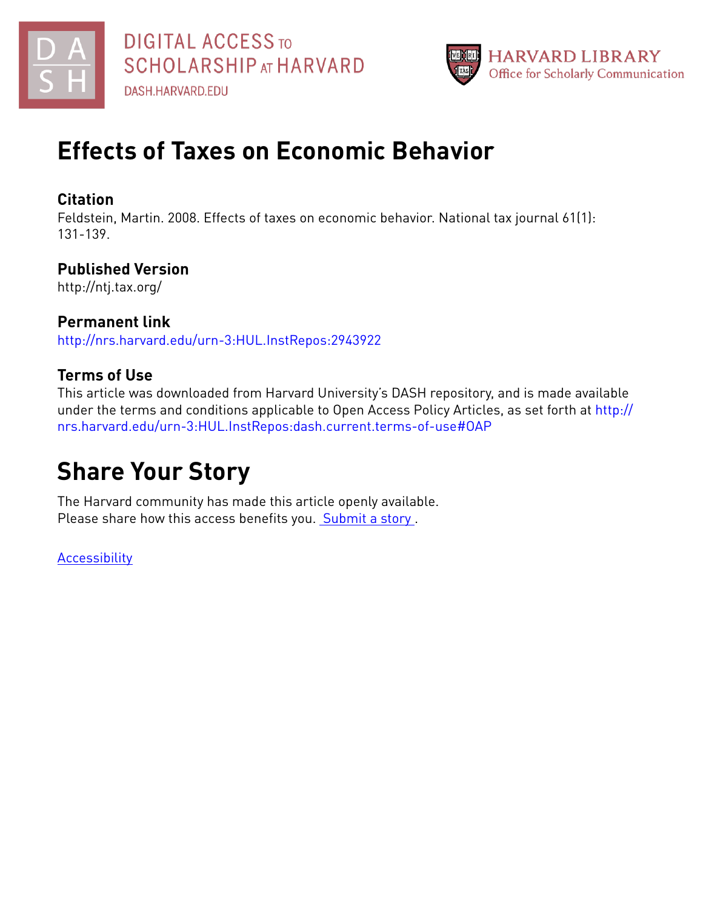DIGITAL ACCESS TO SCHOLARSHIP AT HARVARD
DASH.HARVARD.EDU

HARVARD LIBRARY
Office for Scholarly Communication

# Effects of Taxes on Economic Behavior

## Citation

Feldstein, Martin. 2008. Effects of taxes on economic behavior. National tax journal 61(1): 131-139.

## Published Version

http://ntj.tax.org/

## Permanent link

http://nrs.harvard.edu/urn-3:HUL.InstRepos:2943922

## Terms of Use

This article was downloaded from Harvard University's DASH repository, and is made available under the terms and conditions applicable to Open Access Policy Articles, as set forth at http://nrs.harvard.edu/urn-3:HUL.InstRepos:dash.current.terms-of-use#OAP

# Share Your Story

The Harvard community has made this article openly available.
Please share how this access benefits you. Submit a story .

Accessibility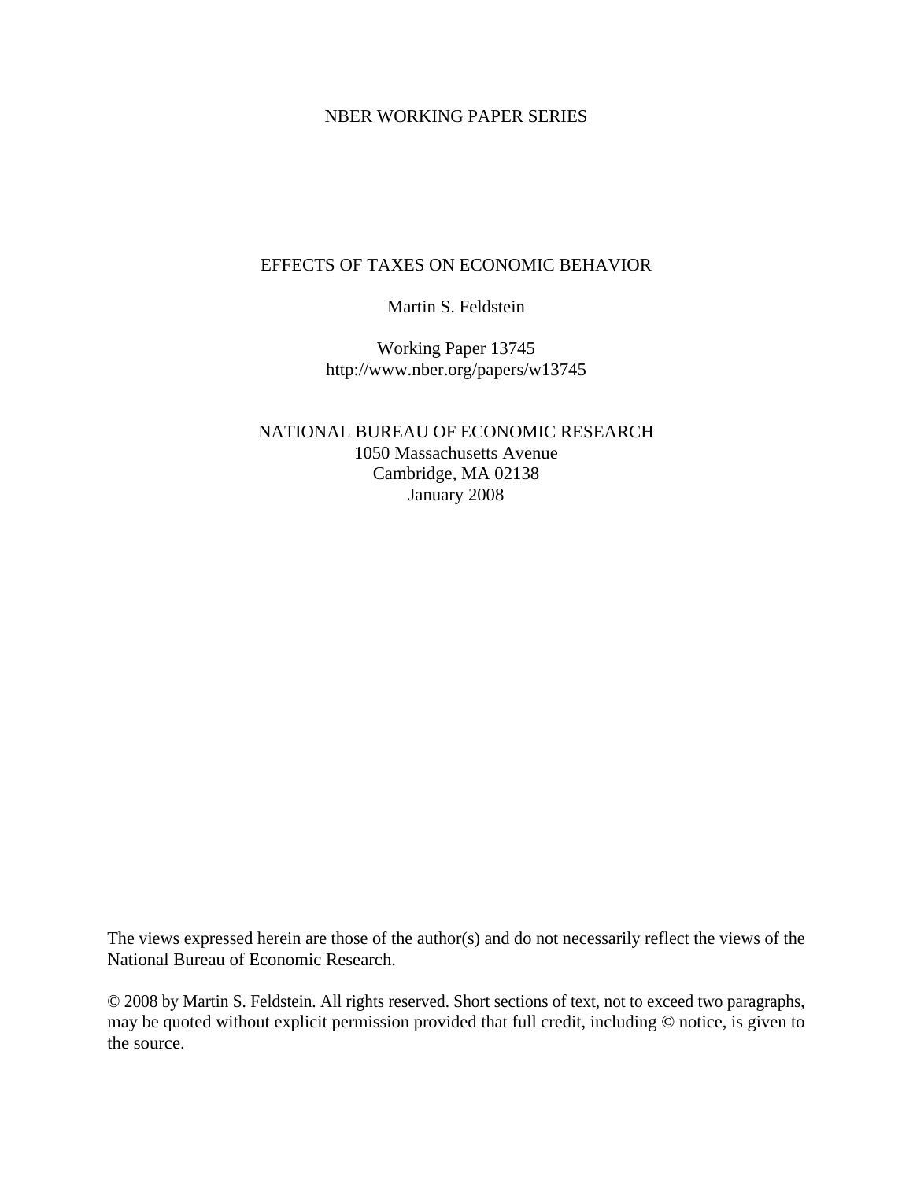NBER WORKING PAPER SERIES

# EFFECTS OF TAXES ON ECONOMIC BEHAVIOR

Martin S. Feldstein

Working Paper 13745
http://www.nber.org/papers/w13745

NATIONAL BUREAU OF ECONOMIC RESEARCH
1050 Massachusetts Avenue
Cambridge, MA 02138
January 2008

The views expressed herein are those of the author(s) and do not necessarily reflect the views of the National Bureau of Economic Research.

© 2008 by Martin S. Feldstein. All rights reserved. Short sections of text, not to exceed two paragraphs, may be quoted without explicit permission provided that full credit, including © notice, is given to the source.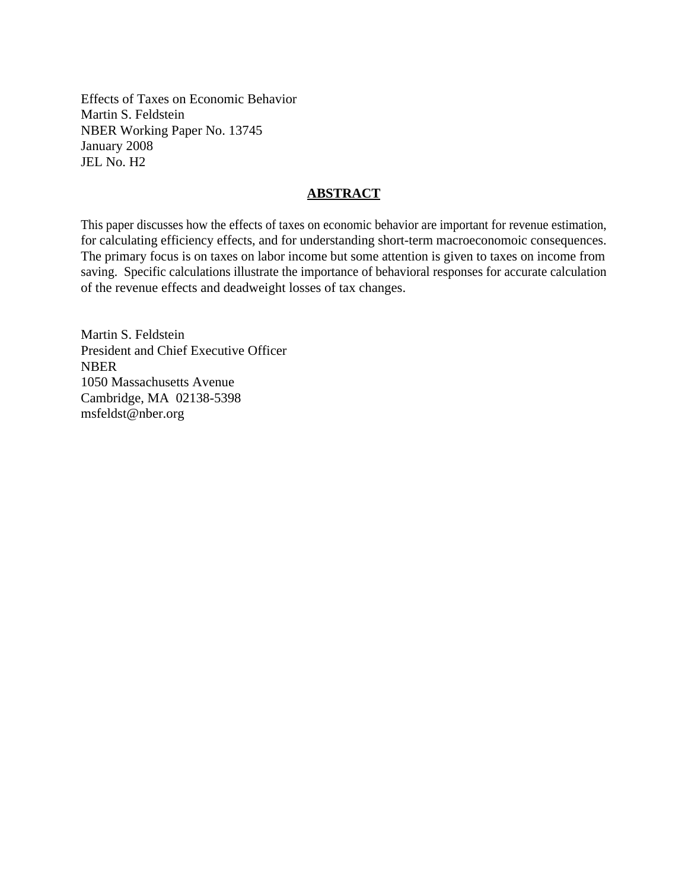Effects of Taxes on Economic Behavior
Martin S. Feldstein
NBER Working Paper No. 13745
January 2008
JEL No. H2

## ABSTRACT

This paper discusses how the effects of taxes on economic behavior are important for revenue estimation, for calculating efficiency effects, and for understanding short-term macroeconomoic consequences. The primary focus is on taxes on labor income but some attention is given to taxes on income from saving. Specific calculations illustrate the importance of behavioral responses for accurate calculation of the revenue effects and deadweight losses of tax changes.

Martin S. Feldstein
President and Chief Executive Officer
NBER
1050 Massachusetts Avenue
Cambridge, MA 02138-5398
msfeldst@nber.org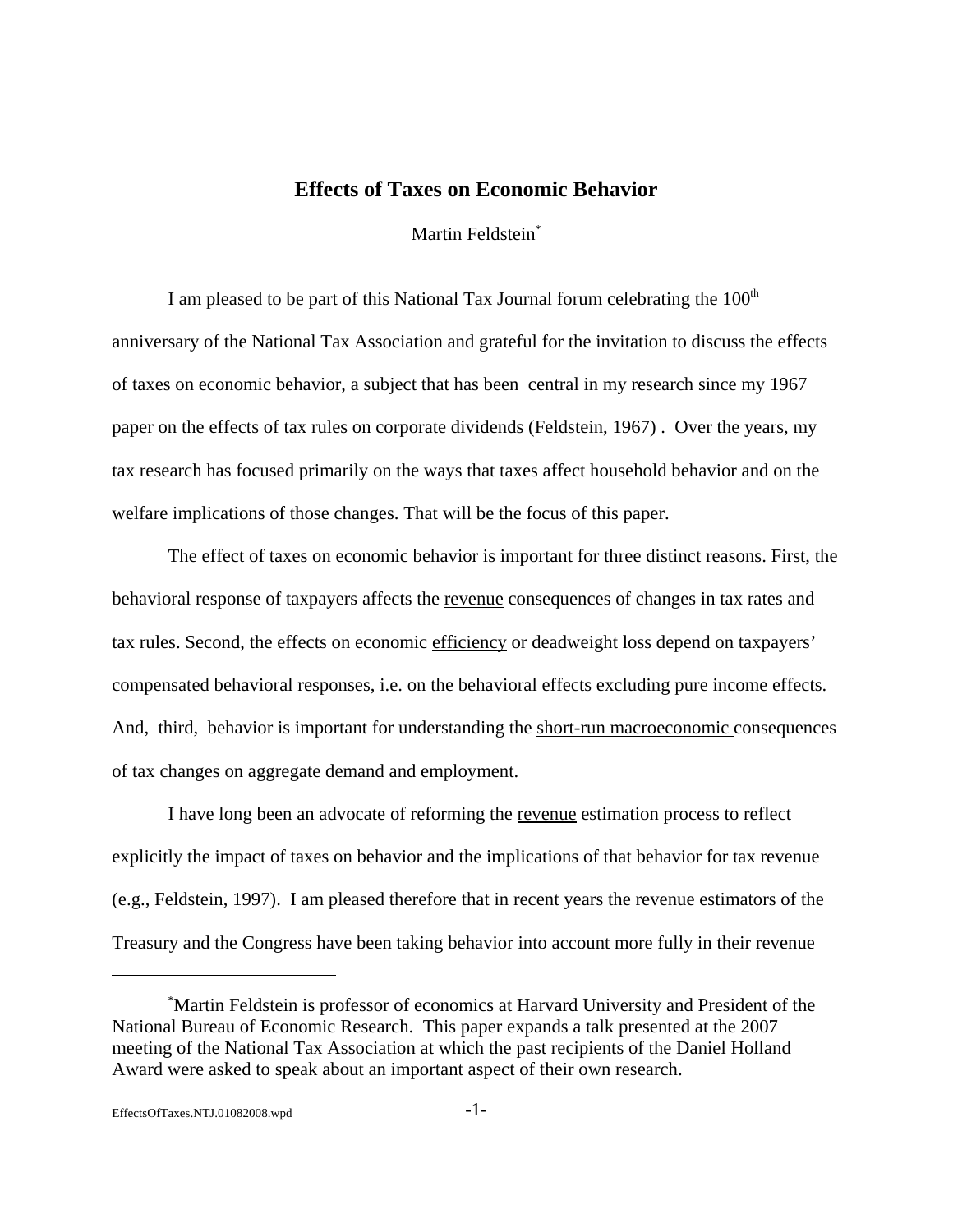# Effects of Taxes on Economic Behavior

Martin Feldstein*

I am pleased to be part of this National Tax Journal forum celebrating the 100th anniversary of the National Tax Association and grateful for the invitation to discuss the effects of taxes on economic behavior, a subject that has been central in my research since my 1967 paper on the effects of tax rules on corporate dividends (Feldstein, 1967) . Over the years, my tax research has focused primarily on the ways that taxes affect household behavior and on the welfare implications of those changes. That will be the focus of this paper.

The effect of taxes on economic behavior is important for three distinct reasons. First, the behavioral response of taxpayers affects the <u>revenue</u> consequences of changes in tax rates and tax rules. Second, the effects on economic <u>efficiency</u> or deadweight loss depend on taxpayers' compensated behavioral responses, i.e. on the behavioral effects excluding pure income effects. And, third, behavior is important for understanding the <u>short-run macroeconomic</u> consequences of tax changes on aggregate demand and employment.

I have long been an advocate of reforming the <u>revenue</u> estimation process to reflect explicitly the impact of taxes on behavior and the implications of that behavior for tax revenue (e.g., Feldstein, 1997). I am pleased therefore that in recent years the revenue estimators of the Treasury and the Congress have been taking behavior into account more fully in their revenue

---

*Martin Feldstein is professor of economics at Harvard University and President of the National Bureau of Economic Research. This paper expands a talk presented at the 2007 meeting of the National Tax Association at which the past recipients of the Daniel Holland Award were asked to speak about an important aspect of their own research.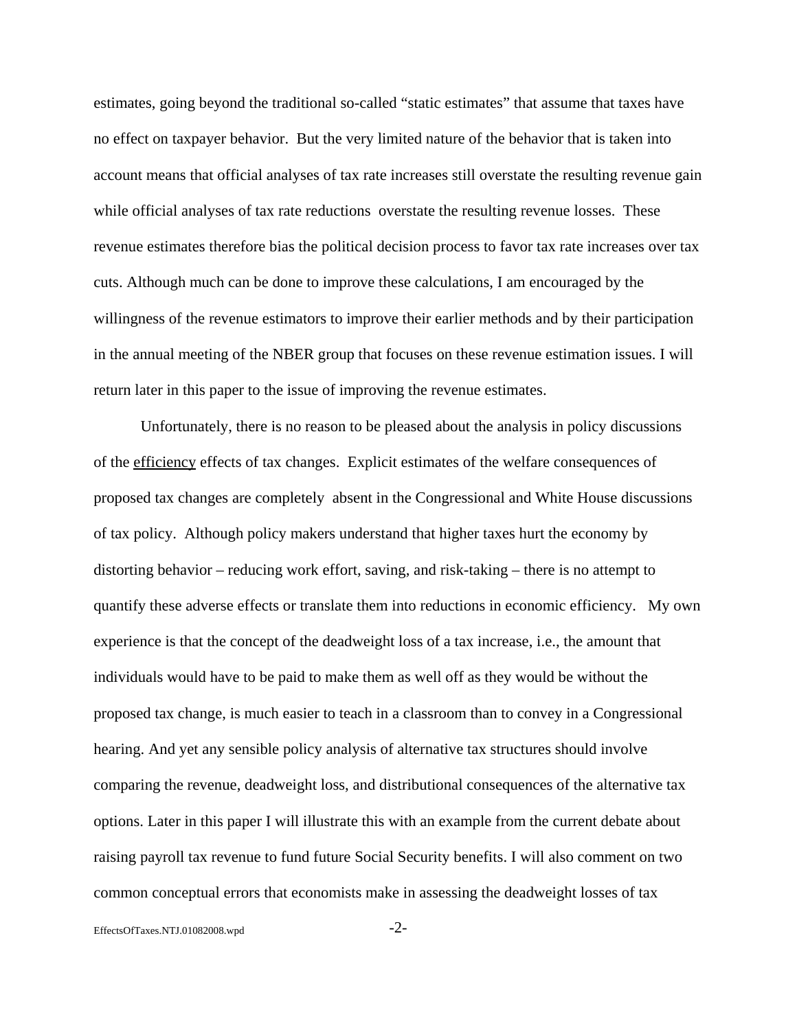estimates, going beyond the traditional so-called "static estimates" that assume that taxes have no effect on taxpayer behavior. But the very limited nature of the behavior that is taken into account means that official analyses of tax rate increases still overstate the resulting revenue gain while official analyses of tax rate reductions overstate the resulting revenue losses. These revenue estimates therefore bias the political decision process to favor tax rate increases over tax cuts. Although much can be done to improve these calculations, I am encouraged by the willingness of the revenue estimators to improve their earlier methods and by their participation in the annual meeting of the NBER group that focuses on these revenue estimation issues. I will return later in this paper to the issue of improving the revenue estimates.

Unfortunately, there is no reason to be pleased about the analysis in policy discussions of the efficiency effects of tax changes. Explicit estimates of the welfare consequences of proposed tax changes are completely absent in the Congressional and White House discussions of tax policy. Although policy makers understand that higher taxes hurt the economy by distorting behavior – reducing work effort, saving, and risk-taking – there is no attempt to quantify these adverse effects or translate them into reductions in economic efficiency. My own experience is that the concept of the deadweight loss of a tax increase, i.e., the amount that individuals would have to be paid to make them as well off as they would be without the proposed tax change, is much easier to teach in a classroom than to convey in a Congressional hearing. And yet any sensible policy analysis of alternative tax structures should involve comparing the revenue, deadweight loss, and distributional consequences of the alternative tax options. Later in this paper I will illustrate this with an example from the current debate about raising payroll tax revenue to fund future Social Security benefits. I will also comment on two common conceptual errors that economists make in assessing the deadweight losses of tax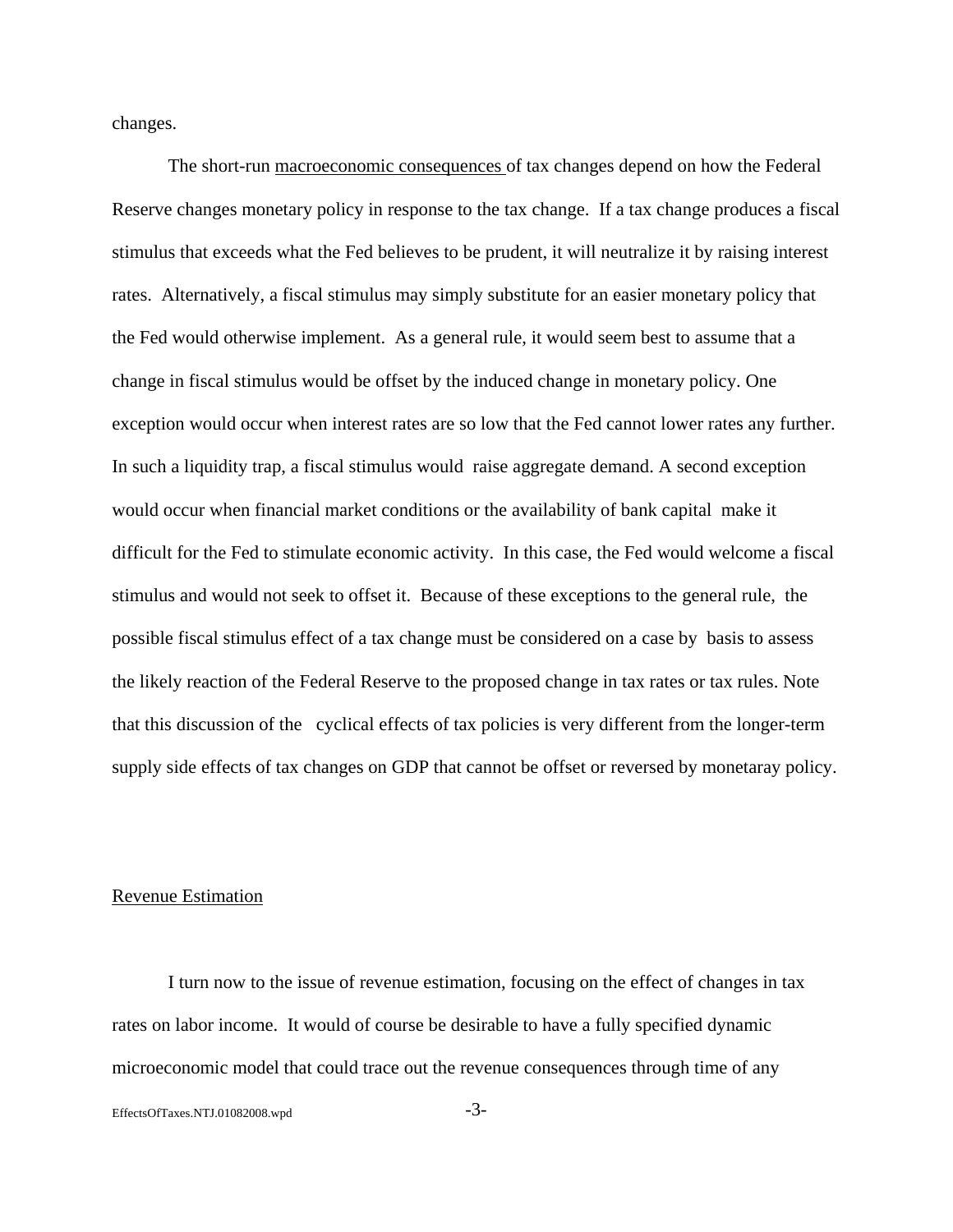changes.

The short-run macroeconomic consequences of tax changes depend on how the Federal Reserve changes monetary policy in response to the tax change. If a tax change produces a fiscal stimulus that exceeds what the Fed believes to be prudent, it will neutralize it by raising interest rates. Alternatively, a fiscal stimulus may simply substitute for an easier monetary policy that the Fed would otherwise implement. As a general rule, it would seem best to assume that a change in fiscal stimulus would be offset by the induced change in monetary policy. One exception would occur when interest rates are so low that the Fed cannot lower rates any further. In such a liquidity trap, a fiscal stimulus would raise aggregate demand. A second exception would occur when financial market conditions or the availability of bank capital make it difficult for the Fed to stimulate economic activity. In this case, the Fed would welcome a fiscal stimulus and would not seek to offset it. Because of these exceptions to the general rule, the possible fiscal stimulus effect of a tax change must be considered on a case by basis to assess the likely reaction of the Federal Reserve to the proposed change in tax rates or tax rules. Note that this discussion of the cyclical effects of tax policies is very different from the longer-term supply side effects of tax changes on GDP that cannot be offset or reversed by monetaray policy.

## Revenue Estimation

I turn now to the issue of revenue estimation, focusing on the effect of changes in tax rates on labor income. It would of course be desirable to have a fully specified dynamic microeconomic model that could trace out the revenue consequences through time of any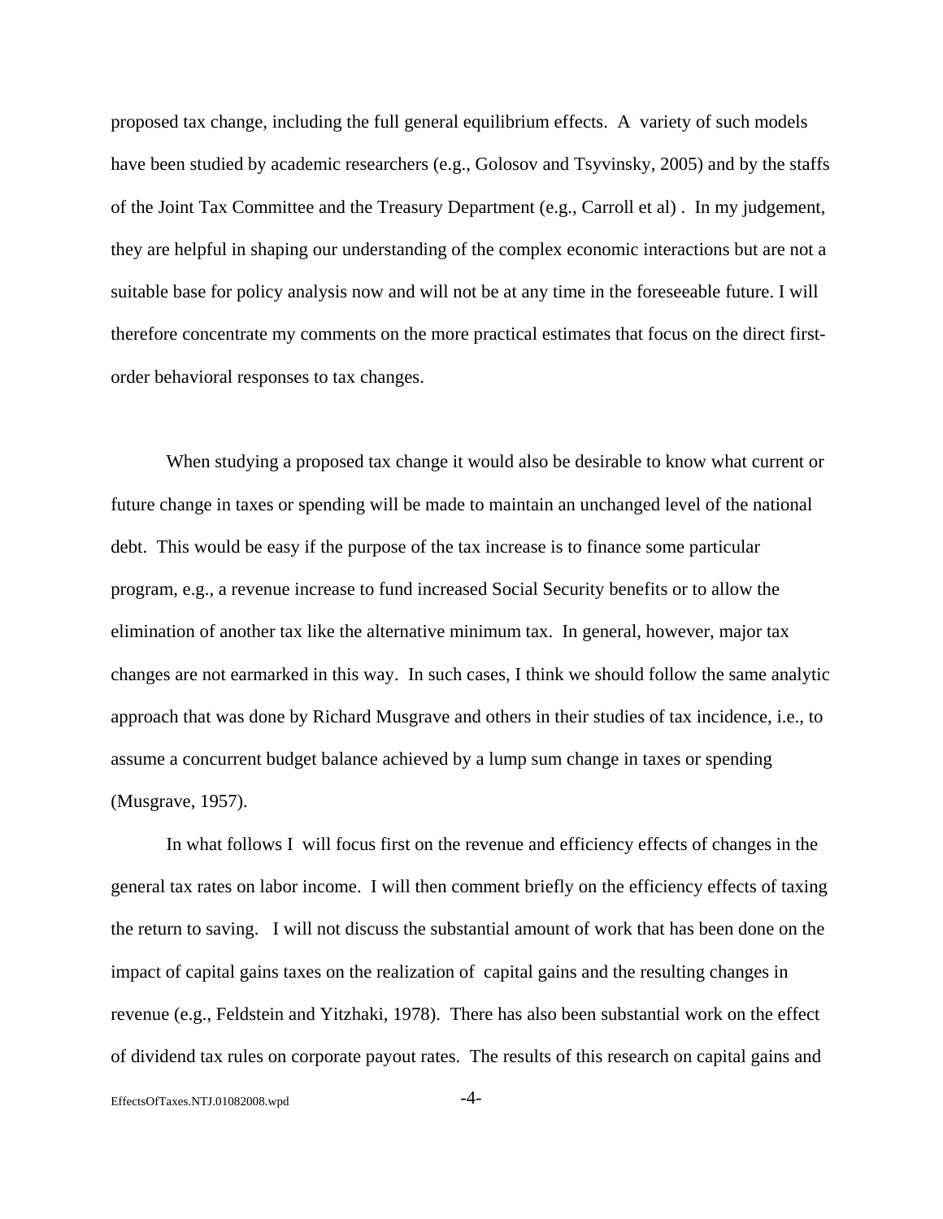proposed tax change, including the full general equilibrium effects. A variety of such models have been studied by academic researchers (e.g., Golosov and Tsyvinsky, 2005) and by the staffs of the Joint Tax Committee and the Treasury Department (e.g., Carroll et al) . In my judgement, they are helpful in shaping our understanding of the complex economic interactions but are not a suitable base for policy analysis now and will not be at any time in the foreseeable future. I will therefore concentrate my comments on the more practical estimates that focus on the direct first-order behavioral responses to tax changes.

When studying a proposed tax change it would also be desirable to know what current or future change in taxes or spending will be made to maintain an unchanged level of the national debt. This would be easy if the purpose of the tax increase is to finance some particular program, e.g., a revenue increase to fund increased Social Security benefits or to allow the elimination of another tax like the alternative minimum tax. In general, however, major tax changes are not earmarked in this way. In such cases, I think we should follow the same analytic approach that was done by Richard Musgrave and others in their studies of tax incidence, i.e., to assume a concurrent budget balance achieved by a lump sum change in taxes or spending (Musgrave, 1957).

In what follows I will focus first on the revenue and efficiency effects of changes in the general tax rates on labor income. I will then comment briefly on the efficiency effects of taxing the return to saving. I will not discuss the substantial amount of work that has been done on the impact of capital gains taxes on the realization of capital gains and the resulting changes in revenue (e.g., Feldstein and Yitzhaki, 1978). There has also been substantial work on the effect of dividend tax rules on corporate payout rates. The results of this research on capital gains and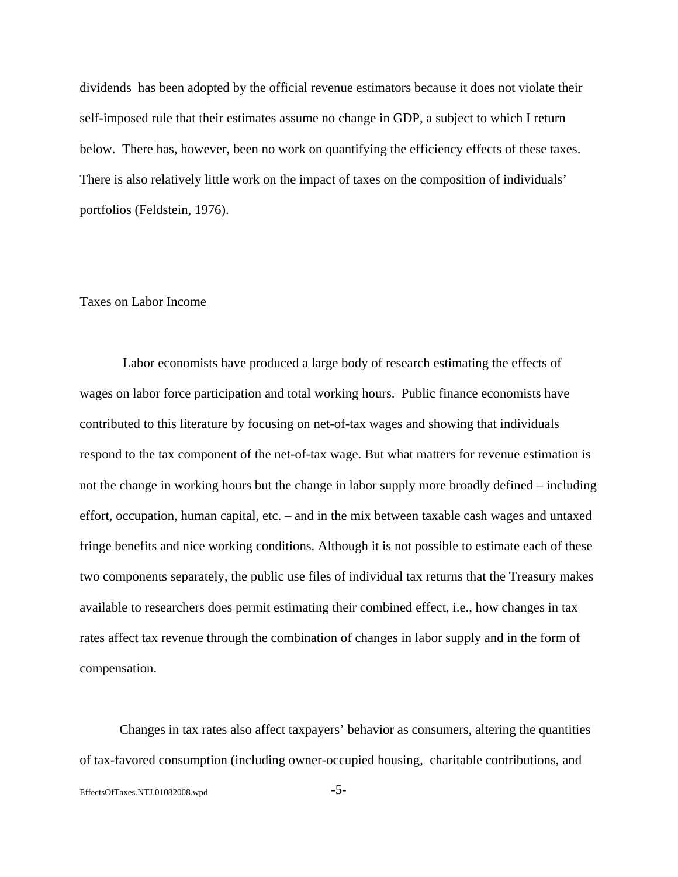dividends has been adopted by the official revenue estimators because it does not violate their self-imposed rule that their estimates assume no change in GDP, a subject to which I return below. There has, however, been no work on quantifying the efficiency effects of these taxes. There is also relatively little work on the impact of taxes on the composition of individuals' portfolios (Feldstein, 1976).

## Taxes on Labor Income

Labor economists have produced a large body of research estimating the effects of wages on labor force participation and total working hours. Public finance economists have contributed to this literature by focusing on net-of-tax wages and showing that individuals respond to the tax component of the net-of-tax wage. But what matters for revenue estimation is not the change in working hours but the change in labor supply more broadly defined – including effort, occupation, human capital, etc. – and in the mix between taxable cash wages and untaxed fringe benefits and nice working conditions. Although it is not possible to estimate each of these two components separately, the public use files of individual tax returns that the Treasury makes available to researchers does permit estimating their combined effect, i.e., how changes in tax rates affect tax revenue through the combination of changes in labor supply and in the form of compensation.

Changes in tax rates also affect taxpayers' behavior as consumers, altering the quantities of tax-favored consumption (including owner-occupied housing, charitable contributions, and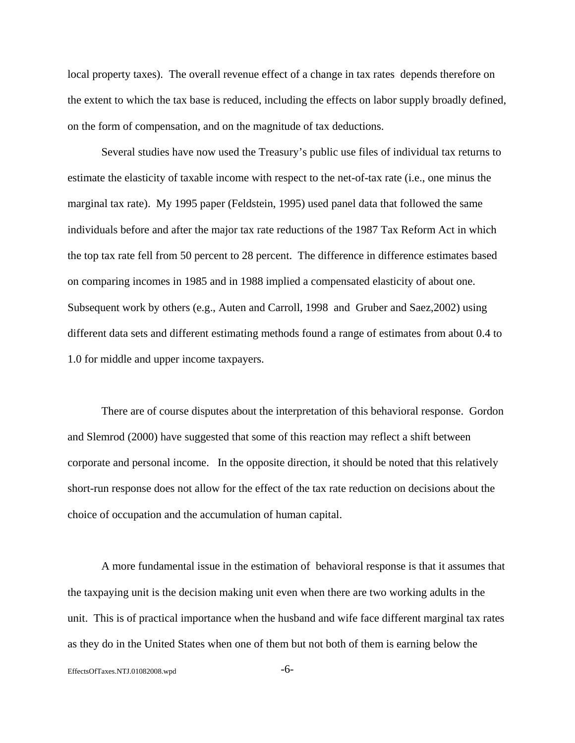local property taxes). The overall revenue effect of a change in tax rates depends therefore on the extent to which the tax base is reduced, including the effects on labor supply broadly defined, on the form of compensation, and on the magnitude of tax deductions.

Several studies have now used the Treasury's public use files of individual tax returns to estimate the elasticity of taxable income with respect to the net-of-tax rate (i.e., one minus the marginal tax rate). My 1995 paper (Feldstein, 1995) used panel data that followed the same individuals before and after the major tax rate reductions of the 1987 Tax Reform Act in which the top tax rate fell from 50 percent to 28 percent. The difference in difference estimates based on comparing incomes in 1985 and in 1988 implied a compensated elasticity of about one. Subsequent work by others (e.g., Auten and Carroll, 1998 and Gruber and Saez,2002) using different data sets and different estimating methods found a range of estimates from about 0.4 to 1.0 for middle and upper income taxpayers.

There are of course disputes about the interpretation of this behavioral response. Gordon and Slemrod (2000) have suggested that some of this reaction may reflect a shift between corporate and personal income. In the opposite direction, it should be noted that this relatively short-run response does not allow for the effect of the tax rate reduction on decisions about the choice of occupation and the accumulation of human capital.

A more fundamental issue in the estimation of behavioral response is that it assumes that the taxpaying unit is the decision making unit even when there are two working adults in the unit. This is of practical importance when the husband and wife face different marginal tax rates as they do in the United States when one of them but not both of them is earning below the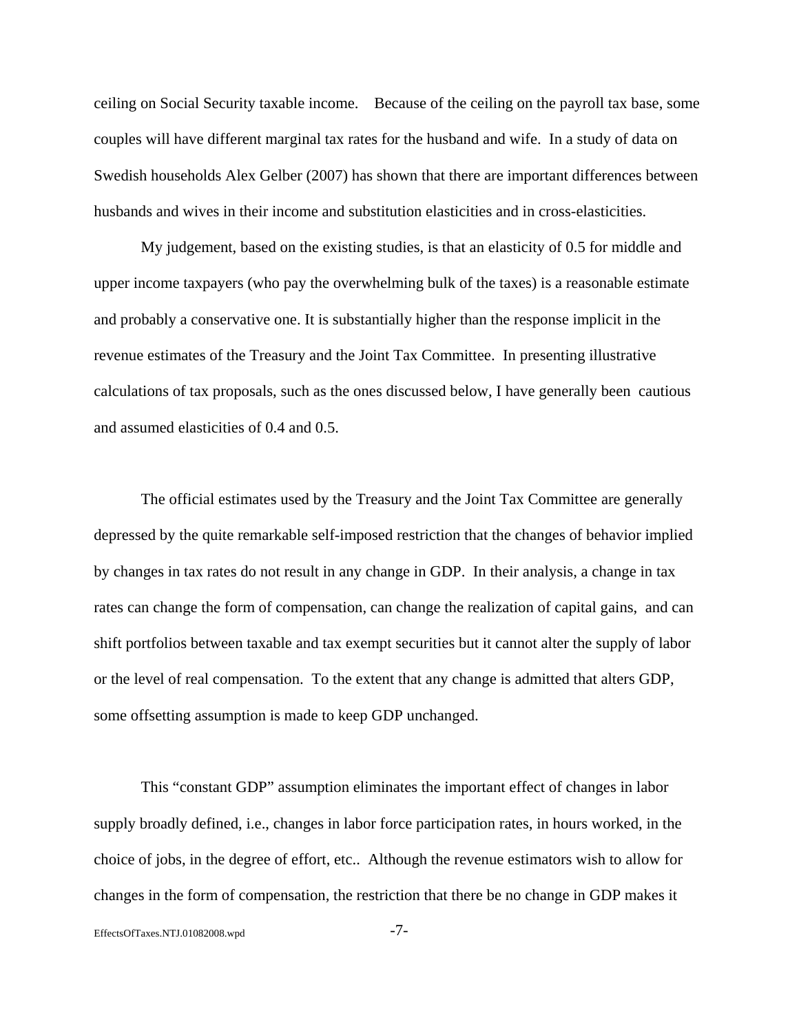ceiling on Social Security taxable income. Because of the ceiling on the payroll tax base, some couples will have different marginal tax rates for the husband and wife. In a study of data on Swedish households Alex Gelber (2007) has shown that there are important differences between husbands and wives in their income and substitution elasticities and in cross-elasticities.

My judgement, based on the existing studies, is that an elasticity of 0.5 for middle and upper income taxpayers (who pay the overwhelming bulk of the taxes) is a reasonable estimate and probably a conservative one. It is substantially higher than the response implicit in the revenue estimates of the Treasury and the Joint Tax Committee. In presenting illustrative calculations of tax proposals, such as the ones discussed below, I have generally been cautious and assumed elasticities of 0.4 and 0.5.

The official estimates used by the Treasury and the Joint Tax Committee are generally depressed by the quite remarkable self-imposed restriction that the changes of behavior implied by changes in tax rates do not result in any change in GDP. In their analysis, a change in tax rates can change the form of compensation, can change the realization of capital gains, and can shift portfolios between taxable and tax exempt securities but it cannot alter the supply of labor or the level of real compensation. To the extent that any change is admitted that alters GDP, some offsetting assumption is made to keep GDP unchanged.

This "constant GDP" assumption eliminates the important effect of changes in labor supply broadly defined, i.e., changes in labor force participation rates, in hours worked, in the choice of jobs, in the degree of effort, etc.. Although the revenue estimators wish to allow for changes in the form of compensation, the restriction that there be no change in GDP makes it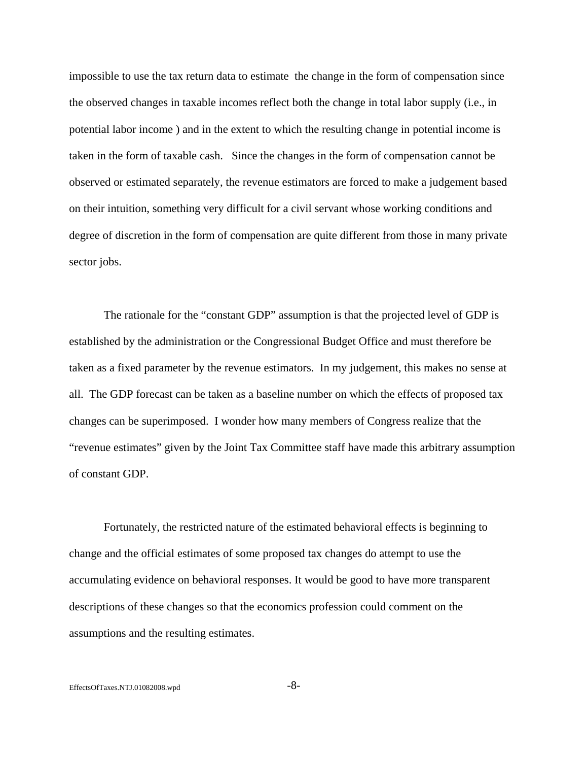impossible to use the tax return data to estimate the change in the form of compensation since the observed changes in taxable incomes reflect both the change in total labor supply (i.e., in potential labor income ) and in the extent to which the resulting change in potential income is taken in the form of taxable cash. Since the changes in the form of compensation cannot be observed or estimated separately, the revenue estimators are forced to make a judgement based on their intuition, something very difficult for a civil servant whose working conditions and degree of discretion in the form of compensation are quite different from those in many private sector jobs.

The rationale for the "constant GDP" assumption is that the projected level of GDP is established by the administration or the Congressional Budget Office and must therefore be taken as a fixed parameter by the revenue estimators. In my judgement, this makes no sense at all. The GDP forecast can be taken as a baseline number on which the effects of proposed tax changes can be superimposed. I wonder how many members of Congress realize that the "revenue estimates" given by the Joint Tax Committee staff have made this arbitrary assumption of constant GDP.

Fortunately, the restricted nature of the estimated behavioral effects is beginning to change and the official estimates of some proposed tax changes do attempt to use the accumulating evidence on behavioral responses. It would be good to have more transparent descriptions of these changes so that the economics profession could comment on the assumptions and the resulting estimates.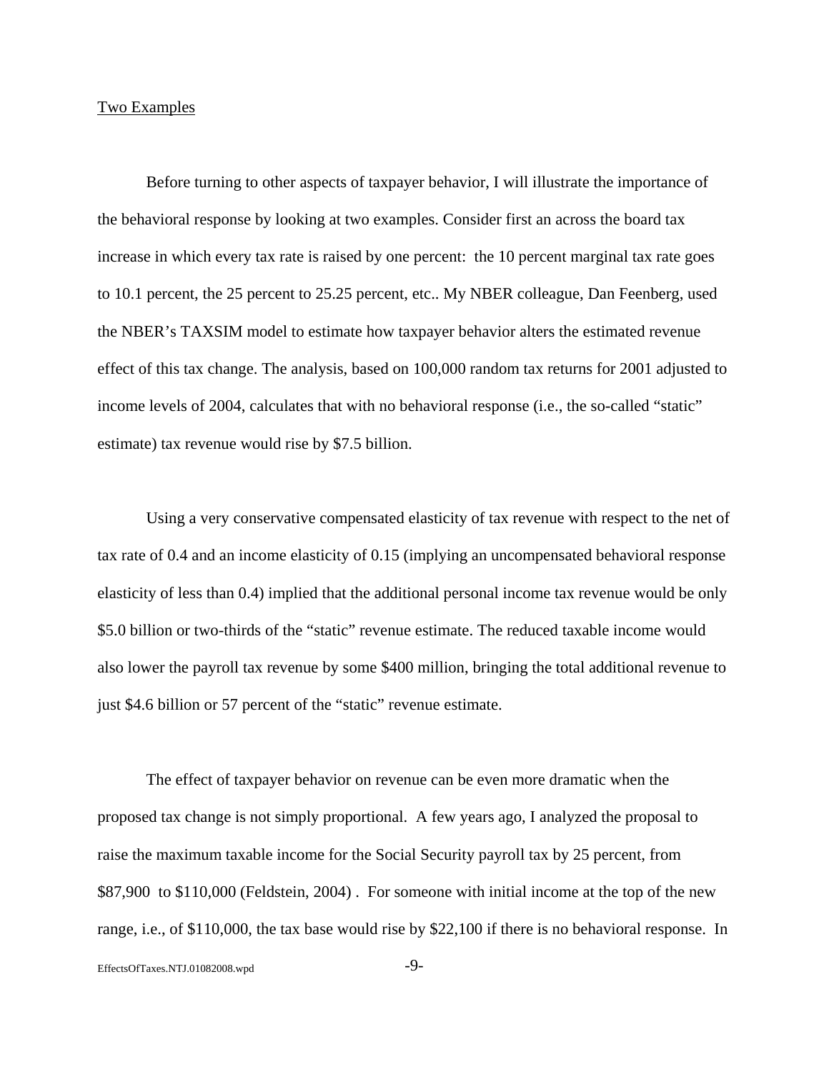Two Examples

Before turning to other aspects of taxpayer behavior, I will illustrate the importance of the behavioral response by looking at two examples. Consider first an across the board tax increase in which every tax rate is raised by one percent: the 10 percent marginal tax rate goes to 10.1 percent, the 25 percent to 25.25 percent, etc.. My NBER colleague, Dan Feenberg, used the NBER's TAXSIM model to estimate how taxpayer behavior alters the estimated revenue effect of this tax change. The analysis, based on 100,000 random tax returns for 2001 adjusted to income levels of 2004, calculates that with no behavioral response (i.e., the so-called "static" estimate) tax revenue would rise by $7.5 billion.

Using a very conservative compensated elasticity of tax revenue with respect to the net of tax rate of 0.4 and an income elasticity of 0.15 (implying an uncompensated behavioral response elasticity of less than 0.4) implied that the additional personal income tax revenue would be only $5.0 billion or two-thirds of the "static" revenue estimate. The reduced taxable income would also lower the payroll tax revenue by some $400 million, bringing the total additional revenue to just $4.6 billion or 57 percent of the "static" revenue estimate.

The effect of taxpayer behavior on revenue can be even more dramatic when the proposed tax change is not simply proportional. A few years ago, I analyzed the proposal to raise the maximum taxable income for the Social Security payroll tax by 25 percent, from $87,900 to $110,000 (Feldstein, 2004) . For someone with initial income at the top of the new range, i.e., of $110,000, the tax base would rise by $22,100 if there is no behavioral response. In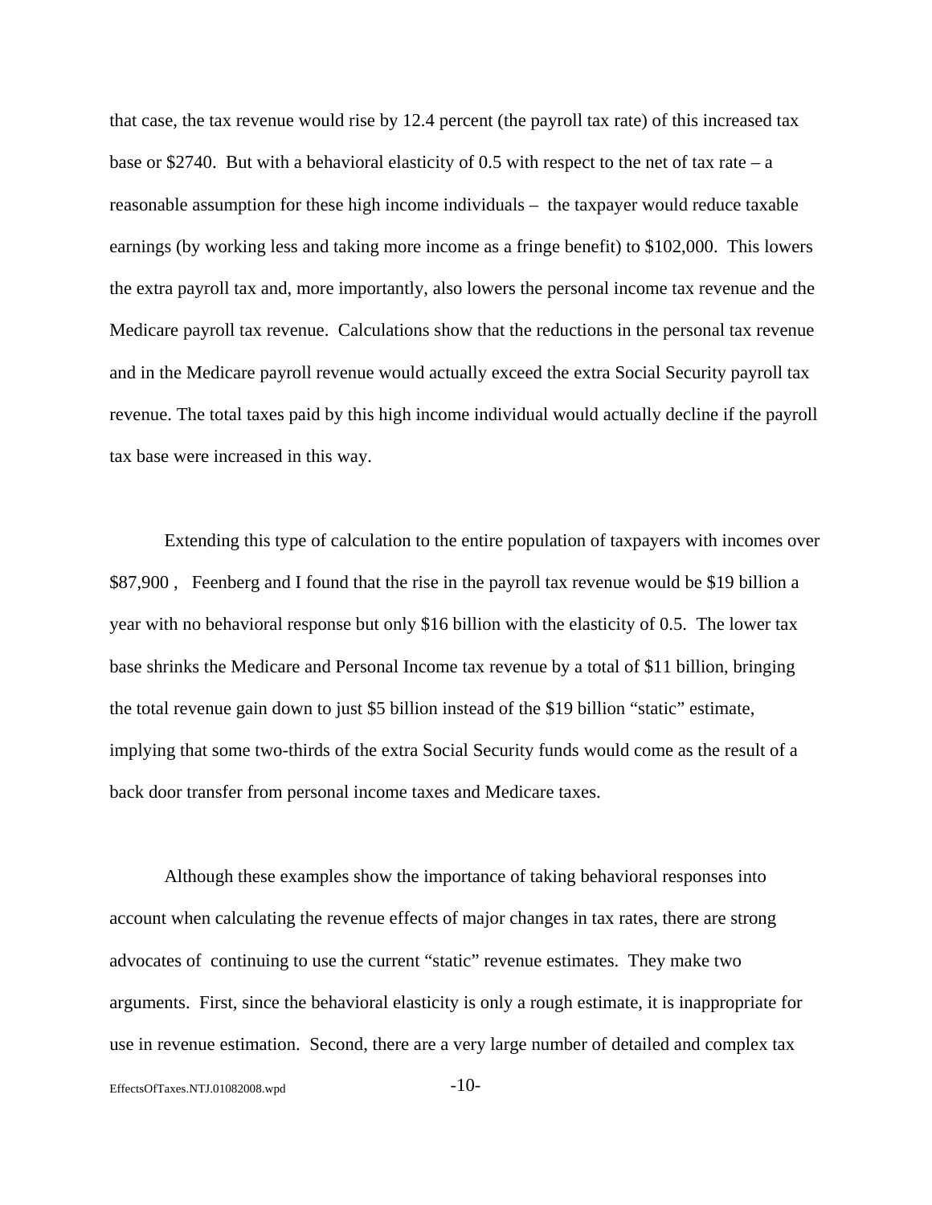that case, the tax revenue would rise by 12.4 percent (the payroll tax rate) of this increased tax base or $2740. But with a behavioral elasticity of 0.5 with respect to the net of tax rate – a reasonable assumption for these high income individuals – the taxpayer would reduce taxable earnings (by working less and taking more income as a fringe benefit) to $102,000. This lowers the extra payroll tax and, more importantly, also lowers the personal income tax revenue and the Medicare payroll tax revenue. Calculations show that the reductions in the personal tax revenue and in the Medicare payroll revenue would actually exceed the extra Social Security payroll tax revenue. The total taxes paid by this high income individual would actually decline if the payroll tax base were increased in this way.

Extending this type of calculation to the entire population of taxpayers with incomes over $87,900 , Feenberg and I found that the rise in the payroll tax revenue would be $19 billion a year with no behavioral response but only $16 billion with the elasticity of 0.5. The lower tax base shrinks the Medicare and Personal Income tax revenue by a total of $11 billion, bringing the total revenue gain down to just $5 billion instead of the $19 billion "static" estimate, implying that some two-thirds of the extra Social Security funds would come as the result of a back door transfer from personal income taxes and Medicare taxes.

Although these examples show the importance of taking behavioral responses into account when calculating the revenue effects of major changes in tax rates, there are strong advocates of continuing to use the current "static" revenue estimates. They make two arguments. First, since the behavioral elasticity is only a rough estimate, it is inappropriate for use in revenue estimation. Second, there are a very large number of detailed and complex tax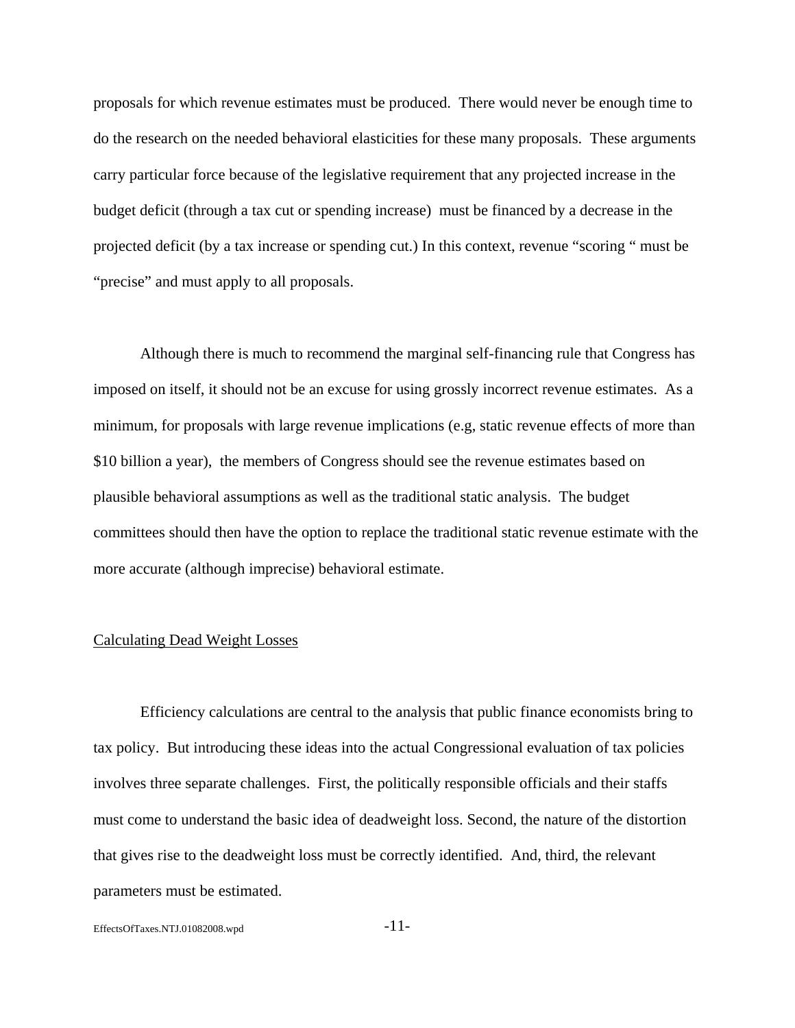proposals for which revenue estimates must be produced. There would never be enough time to do the research on the needed behavioral elasticities for these many proposals. These arguments carry particular force because of the legislative requirement that any projected increase in the budget deficit (through a tax cut or spending increase) must be financed by a decrease in the projected deficit (by a tax increase or spending cut.) In this context, revenue "scoring " must be "precise" and must apply to all proposals.

Although there is much to recommend the marginal self-financing rule that Congress has imposed on itself, it should not be an excuse for using grossly incorrect revenue estimates. As a minimum, for proposals with large revenue implications (e.g, static revenue effects of more than $10 billion a year), the members of Congress should see the revenue estimates based on plausible behavioral assumptions as well as the traditional static analysis. The budget committees should then have the option to replace the traditional static revenue estimate with the more accurate (although imprecise) behavioral estimate.

## Calculating Dead Weight Losses

Efficiency calculations are central to the analysis that public finance economists bring to tax policy. But introducing these ideas into the actual Congressional evaluation of tax policies involves three separate challenges. First, the politically responsible officials and their staffs must come to understand the basic idea of deadweight loss. Second, the nature of the distortion that gives rise to the deadweight loss must be correctly identified. And, third, the relevant parameters must be estimated.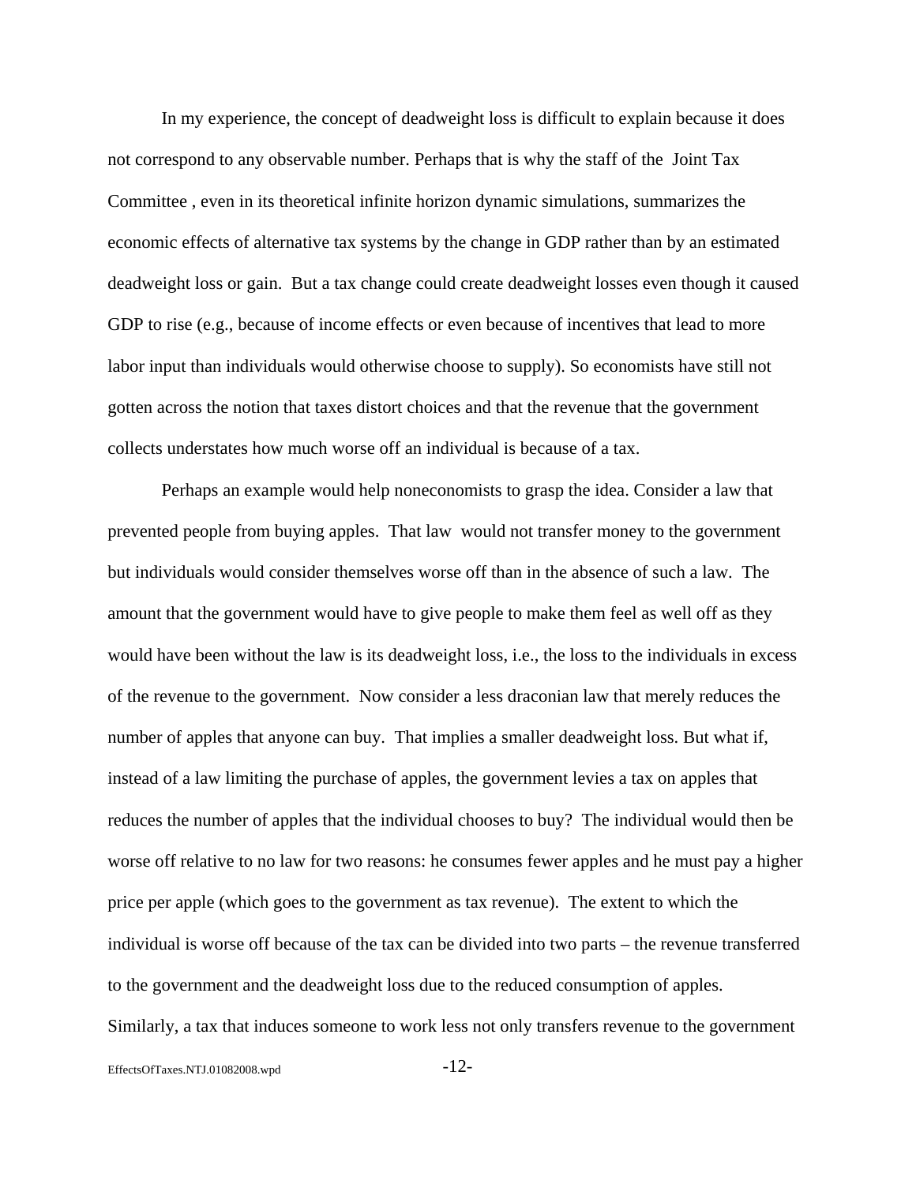In my experience, the concept of deadweight loss is difficult to explain because it does not correspond to any observable number. Perhaps that is why the staff of the Joint Tax Committee , even in its theoretical infinite horizon dynamic simulations, summarizes the economic effects of alternative tax systems by the change in GDP rather than by an estimated deadweight loss or gain. But a tax change could create deadweight losses even though it caused GDP to rise (e.g., because of income effects or even because of incentives that lead to more labor input than individuals would otherwise choose to supply). So economists have still not gotten across the notion that taxes distort choices and that the revenue that the government collects understates how much worse off an individual is because of a tax.

Perhaps an example would help noneconomists to grasp the idea. Consider a law that prevented people from buying apples. That law would not transfer money to the government but individuals would consider themselves worse off than in the absence of such a law. The amount that the government would have to give people to make them feel as well off as they would have been without the law is its deadweight loss, i.e., the loss to the individuals in excess of the revenue to the government. Now consider a less draconian law that merely reduces the number of apples that anyone can buy. That implies a smaller deadweight loss. But what if, instead of a law limiting the purchase of apples, the government levies a tax on apples that reduces the number of apples that the individual chooses to buy? The individual would then be worse off relative to no law for two reasons: he consumes fewer apples and he must pay a higher price per apple (which goes to the government as tax revenue). The extent to which the individual is worse off because of the tax can be divided into two parts – the revenue transferred to the government and the deadweight loss due to the reduced consumption of apples. Similarly, a tax that induces someone to work less not only transfers revenue to the government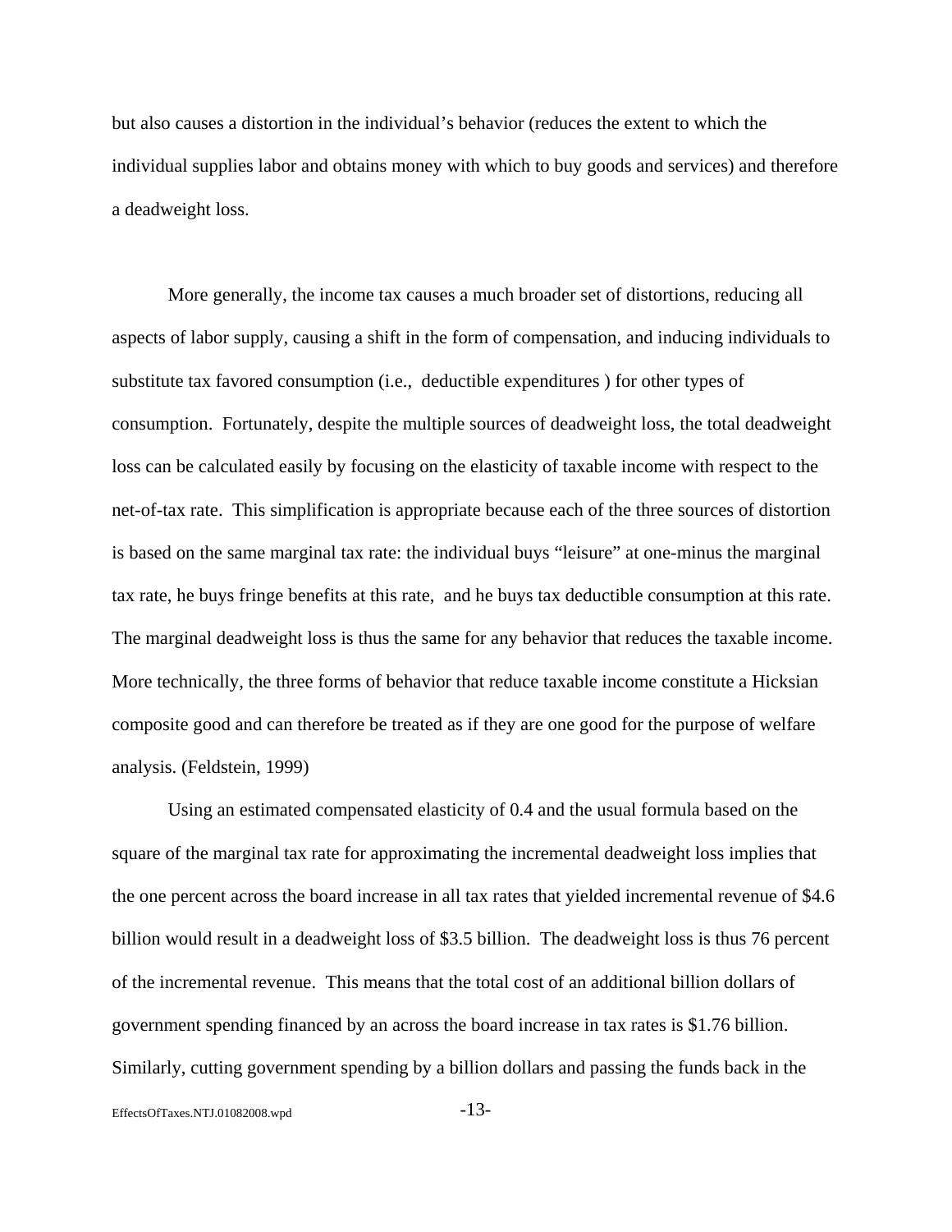but also causes a distortion in the individual's behavior (reduces the extent to which the individual supplies labor and obtains money with which to buy goods and services) and therefore a deadweight loss.

More generally, the income tax causes a much broader set of distortions, reducing all aspects of labor supply, causing a shift in the form of compensation, and inducing individuals to substitute tax favored consumption (i.e., deductible expenditures ) for other types of consumption. Fortunately, despite the multiple sources of deadweight loss, the total deadweight loss can be calculated easily by focusing on the elasticity of taxable income with respect to the net-of-tax rate. This simplification is appropriate because each of the three sources of distortion is based on the same marginal tax rate: the individual buys "leisure" at one-minus the marginal tax rate, he buys fringe benefits at this rate, and he buys tax deductible consumption at this rate. The marginal deadweight loss is thus the same for any behavior that reduces the taxable income. More technically, the three forms of behavior that reduce taxable income constitute a Hicksian composite good and can therefore be treated as if they are one good for the purpose of welfare analysis. (Feldstein, 1999)

Using an estimated compensated elasticity of 0.4 and the usual formula based on the square of the marginal tax rate for approximating the incremental deadweight loss implies that the one percent across the board increase in all tax rates that yielded incremental revenue of $4.6 billion would result in a deadweight loss of $3.5 billion. The deadweight loss is thus 76 percent of the incremental revenue. This means that the total cost of an additional billion dollars of government spending financed by an across the board increase in tax rates is $1.76 billion. Similarly, cutting government spending by a billion dollars and passing the funds back in the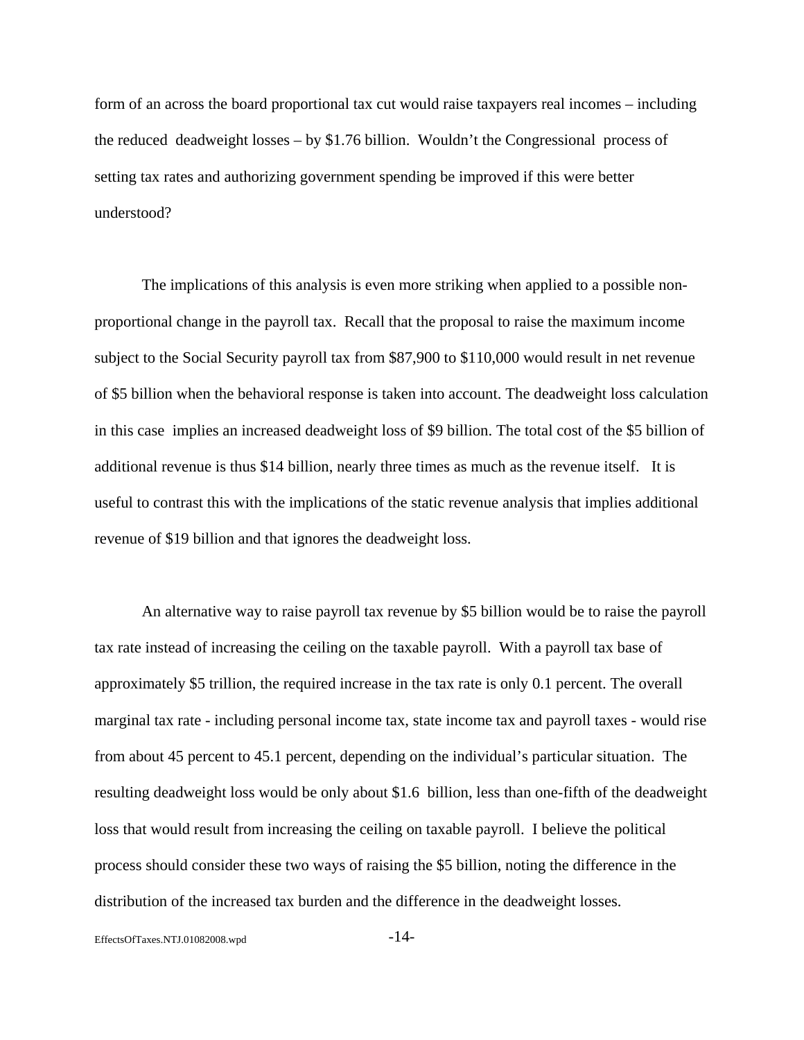form of an across the board proportional tax cut would raise taxpayers real incomes – including the reduced deadweight losses – by $1.76 billion. Wouldn't the Congressional process of setting tax rates and authorizing government spending be improved if this were better understood?

The implications of this analysis is even more striking when applied to a possible non-proportional change in the payroll tax. Recall that the proposal to raise the maximum income subject to the Social Security payroll tax from $87,900 to $110,000 would result in net revenue of $5 billion when the behavioral response is taken into account. The deadweight loss calculation in this case implies an increased deadweight loss of $9 billion. The total cost of the $5 billion of additional revenue is thus $14 billion, nearly three times as much as the revenue itself. It is useful to contrast this with the implications of the static revenue analysis that implies additional revenue of $19 billion and that ignores the deadweight loss.

An alternative way to raise payroll tax revenue by $5 billion would be to raise the payroll tax rate instead of increasing the ceiling on the taxable payroll. With a payroll tax base of approximately $5 trillion, the required increase in the tax rate is only 0.1 percent. The overall marginal tax rate - including personal income tax, state income tax and payroll taxes - would rise from about 45 percent to 45.1 percent, depending on the individual's particular situation. The resulting deadweight loss would be only about $1.6 billion, less than one-fifth of the deadweight loss that would result from increasing the ceiling on taxable payroll. I believe the political process should consider these two ways of raising the $5 billion, noting the difference in the distribution of the increased tax burden and the difference in the deadweight losses.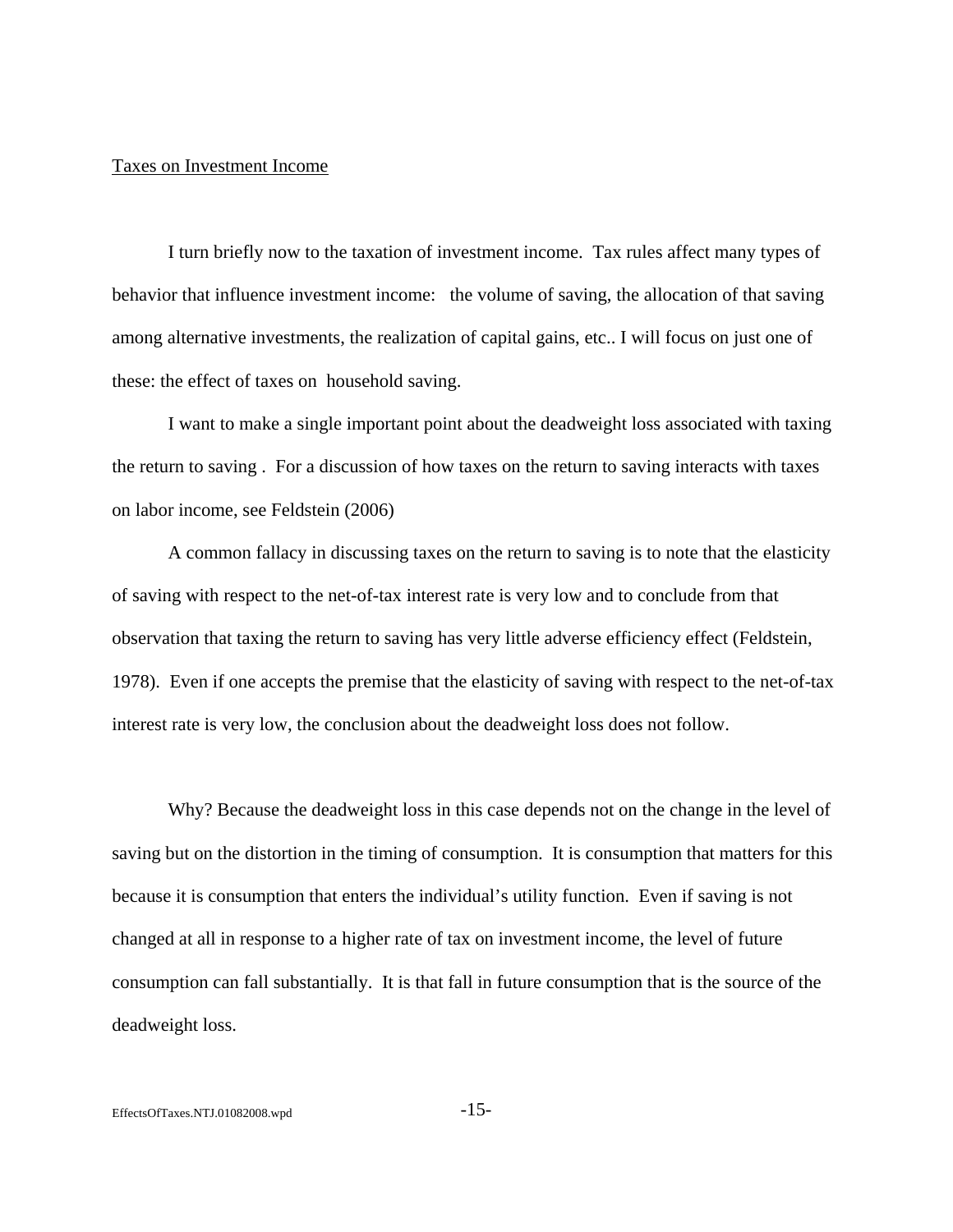Tases on Investment Income

I turn briefly now to the taxation of investment income. Tax rules affect many types of behavior that influence investment income: the volume of saving, the allocation of that saving among alternative investments, the realization of capital gains, etc.. I will focus on just one of these: the effect of taxes on household saving.

I want to make a single important point about the deadweight loss associated with taxing the return to saving . For a discussion of how taxes on the return to saving interacts with taxes on labor income, see Feldstein (2006)

A common fallacy in discussing taxes on the return to saving is to note that the elasticity of saving with respect to the net-of-tax interest rate is very low and to conclude from that observation that taxing the return to saving has very little adverse efficiency effect (Feldstein, 1978). Even if one accepts the premise that the elasticity of saving with respect to the net-of-tax interest rate is very low, the conclusion about the deadweight loss does not follow.

Why? Because the deadweight loss in this case depends not on the change in the level of saving but on the distortion in the timing of consumption. It is consumption that matters for this because it is consumption that enters the individual's utility function. Even if saving is not changed at all in response to a higher rate of tax on investment income, the level of future consumption can fall substantially. It is that fall in future consumption that is the source of the deadweight loss.

Taxes on Investment Income

I turn briefly now to the taxation of investment income. Tax rules affect many types of behavior that influence investment income: the volume of saving, the allocation of that saving among alternative investments, the realization of capital gains, etc.. I will focus on just one of these: the effect of taxes on household saving.

I want to make a single important point about the deadweight loss associated with taxing the return to saving . For a discussion of how taxes on the return to saving interacts with taxes on labor income, see Feldstein (2006)

A common fallacy in discussing taxes on the return to saving is to note that the elasticity of saving with respect to the net-of-tax interest rate is very low and to conclude from that observation that taxing the return to saving has very little adverse efficiency effect (Feldstein, 1978). Even if one accepts the premise that the elasticity of saving with respect to the net-of-tax interest rate is very low, the conclusion about the deadweight loss does not follow.

Why? Because the deadweight loss in this case depends not on the change in the level of saving but on the distortion in the timing of consumption. It is consumption that matters for this because it is consumption that enters the individual's utility function. Even if saving is not changed at all in response to a higher rate of tax on investment income, the level of future consumption can fall substantially. It is that fall in future consumption that is the source of the deadweight loss.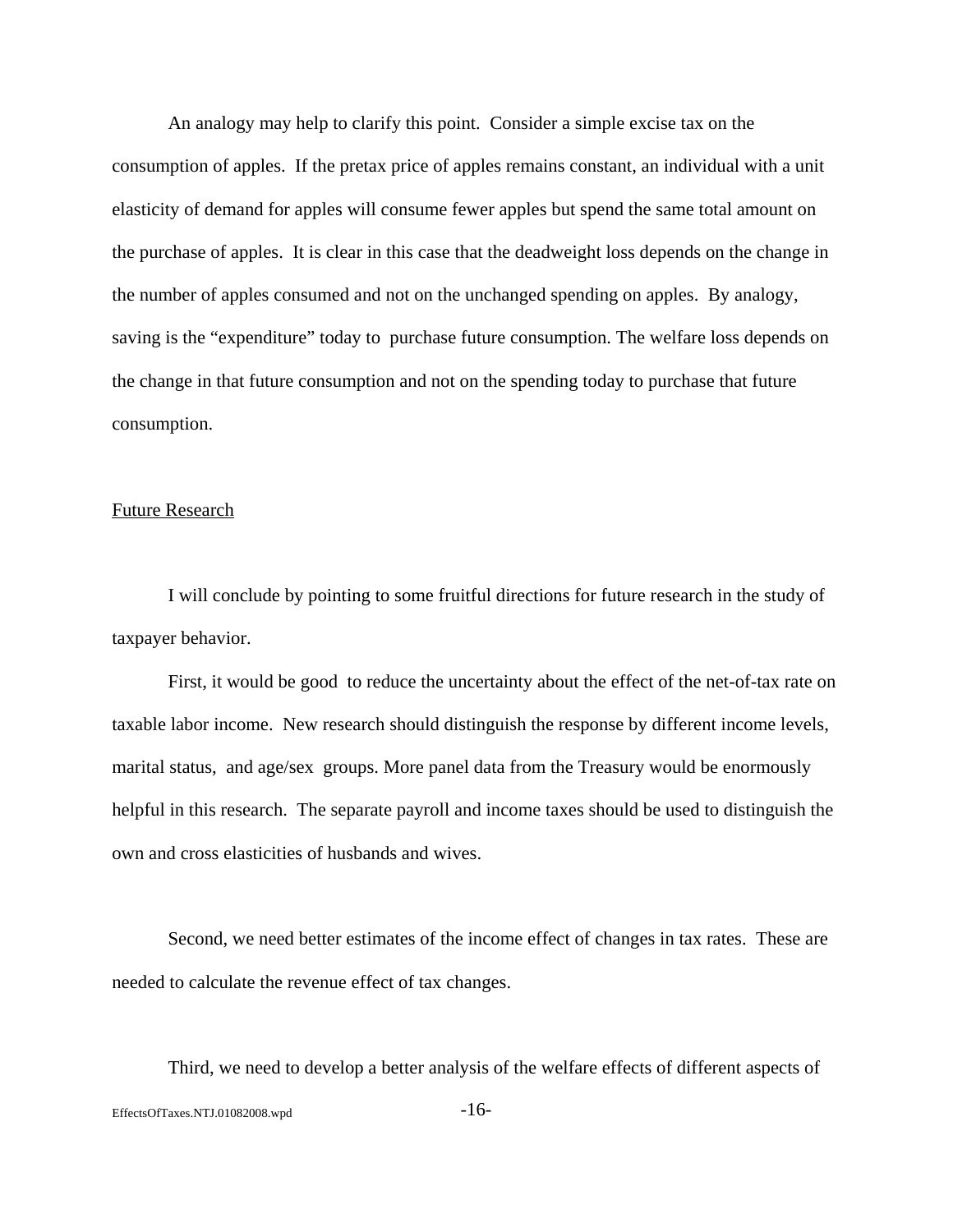An analogy may help to clarify this point. Consider a simple excise tax on the consumption of apples. If the pretax price of apples remains constant, an individual with a unit elasticity of demand for apples will consume fewer apples but spend the same total amount on the purchase of apples. It is clear in this case that the deadweight loss depends on the change in the number of apples consumed and not on the unchanged spending on apples. By analogy, saving is the "expenditure" today to purchase future consumption. The welfare loss depends on the change in that future consumption and not on the spending today to purchase that future consumption.

## Future Research

I will conclude by pointing to some fruitful directions for future research in the study of taxpayer behavior.

First, it would be good to reduce the uncertainty about the effect of the net-of-tax rate on taxable labor income. New research should distinguish the response by different income levels, marital status, and age/sex groups. More panel data from the Treasury would be enormously helpful in this research. The separate payroll and income taxes should be used to distinguish the own and cross elasticities of husbands and wives.

Second, we need better estimates of the income effect of changes in tax rates. These are needed to calculate the revenue effect of tax changes.

Third, we need to develop a better analysis of the welfare effects of different aspects of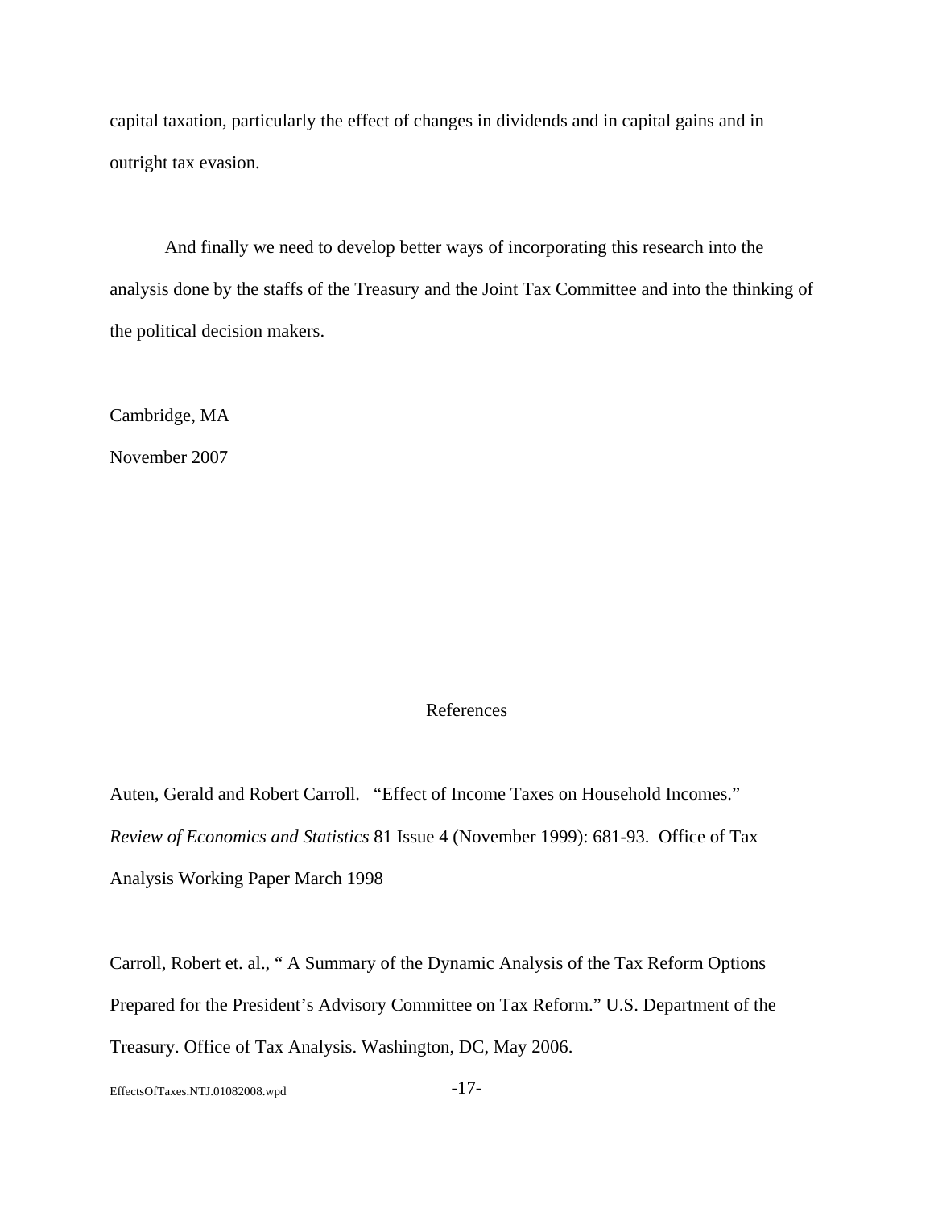capital taxation, particularly the effect of changes in dividends and in capital gains and in outright tax evasion.

And finally we need to develop better ways of incorporating this research into the analysis done by the staffs of the Treasury and the Joint Tax Committee and into the thinking of the political decision makers.

Cambridge, MA

November 2007

## References

Auten, Gerald and Robert Carroll. "Effect of Income Taxes on Household Incomes." *Review of Economics and Statistics* 81 Issue 4 (November 1999): 681-93. Office of Tax Analysis Working Paper March 1998

Carroll, Robert et. al., " A Summary of the Dynamic Analysis of the Tax Reform Options Prepared for the President's Advisory Committee on Tax Reform." U.S. Department of the Treasury. Office of Tax Analysis. Washington, DC, May 2006.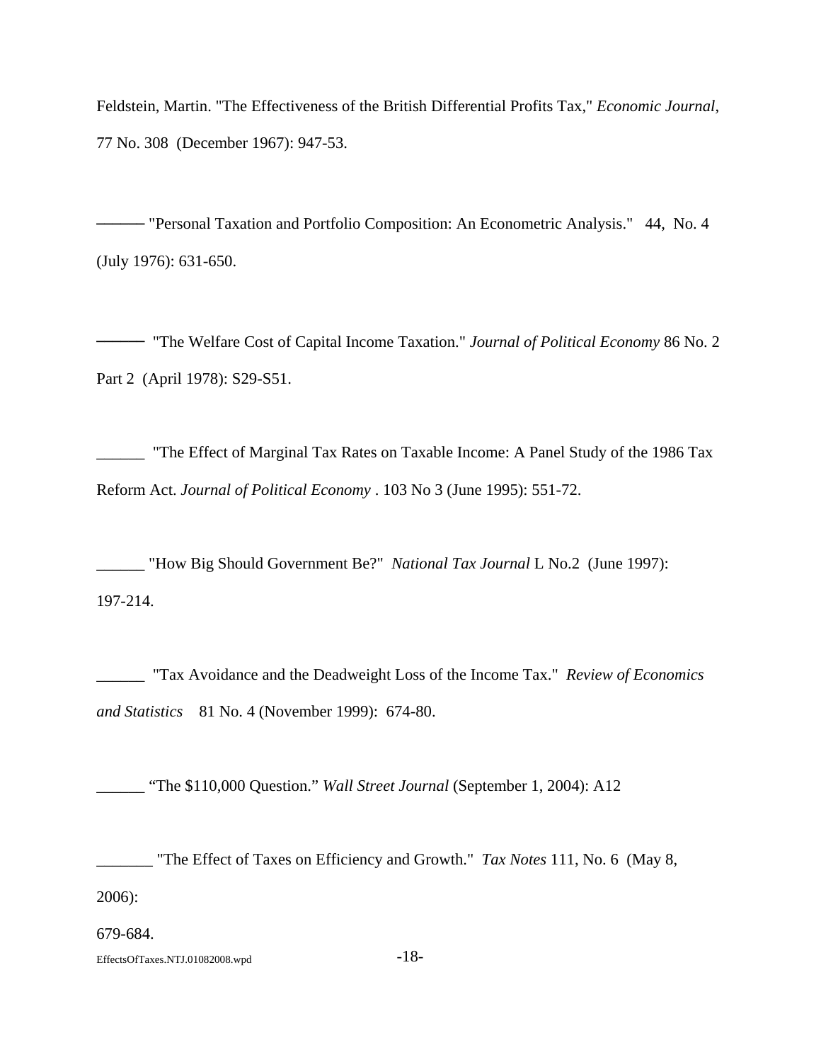Feldstein, Martin. "The Effectiveness of the British Differential Profits Tax," *Economic Journal*, 77 No. 308 (December 1967): 947-53.

——— "Personal Taxation and Portfolio Composition: An Econometric Analysis." 44, No. 4 (July 1976): 631-650.

——— "The Welfare Cost of Capital Income Taxation." *Journal of Political Economy* 86 No. 2 Part 2 (April 1978): S29-S51.

______ "The Effect of Marginal Tax Rates on Taxable Income: A Panel Study of the 1986 Tax Reform Act. *Journal of Political Economy* . 103 No 3 (June 1995): 551-72.

______ "How Big Should Government Be?" *National Tax Journal* L No.2 (June 1997): 197-214.

______ "Tax Avoidance and the Deadweight Loss of the Income Tax." *Review of Economics and Statistics* 81 No. 4 (November 1999): 674-80.

______ "The $110,000 Question." *Wall Street Journal* (September 1, 2004): A12

_______ "The Effect of Taxes on Efficiency and Growth." *Tax Notes* 111, No. 6 (May 8, 2006):

679-684.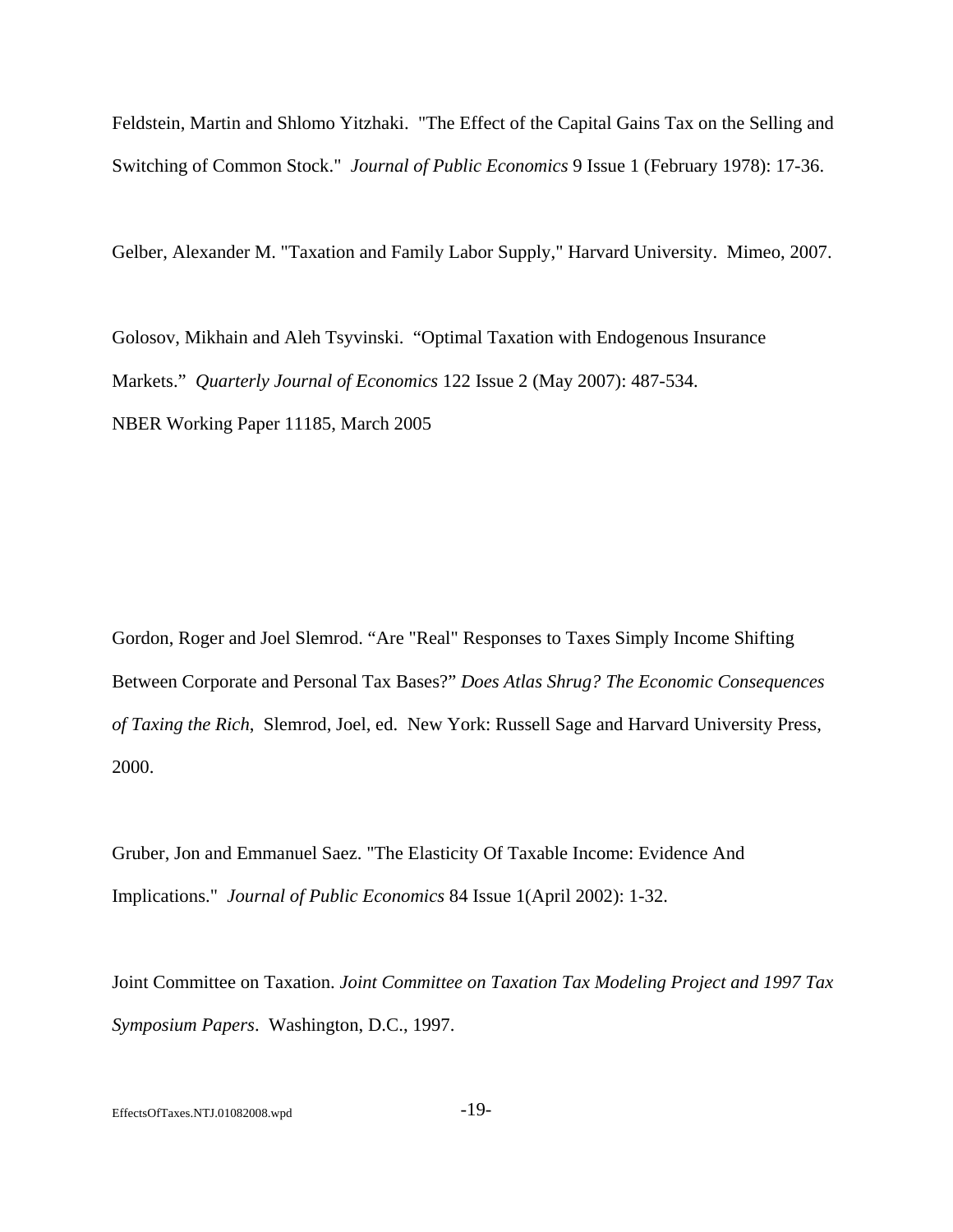Feldstein, Martin and Shlomo Yitzhaki. "The Effect of the Capital Gains Tax on the Selling and Switching of Common Stock." *Journal of Public Economics* 9 Issue 1 (February 1978): 17-36.

Gelber, Alexander M. "Taxation and Family Labor Supply," Harvard University. Mimeo, 2007.

Golosov, Mikhain and Aleh Tsyvinski. "Optimal Taxation with Endogenous Insurance Markets." *Quarterly Journal of Economics* 122 Issue 2 (May 2007): 487-534.
NBER Working Paper 11185, March 2005

Gordon, Roger and Joel Slemrod. "Are "Real" Responses to Taxes Simply Income Shifting Between Corporate and Personal Tax Bases?" *Does Atlas Shrug? The Economic Consequences of Taxing the Rich*, Slemrod, Joel, ed. New York: Russell Sage and Harvard University Press, 2000.

Gruber, Jon and Emmanuel Saez. "The Elasticity Of Taxable Income: Evidence And Implications." *Journal of Public Economics* 84 Issue 1(April 2002): 1-32.

Joint Committee on Taxation. *Joint Committee on Taxation Tax Modeling Project and 1997 Tax Symposium Papers*. Washington, D.C., 1997.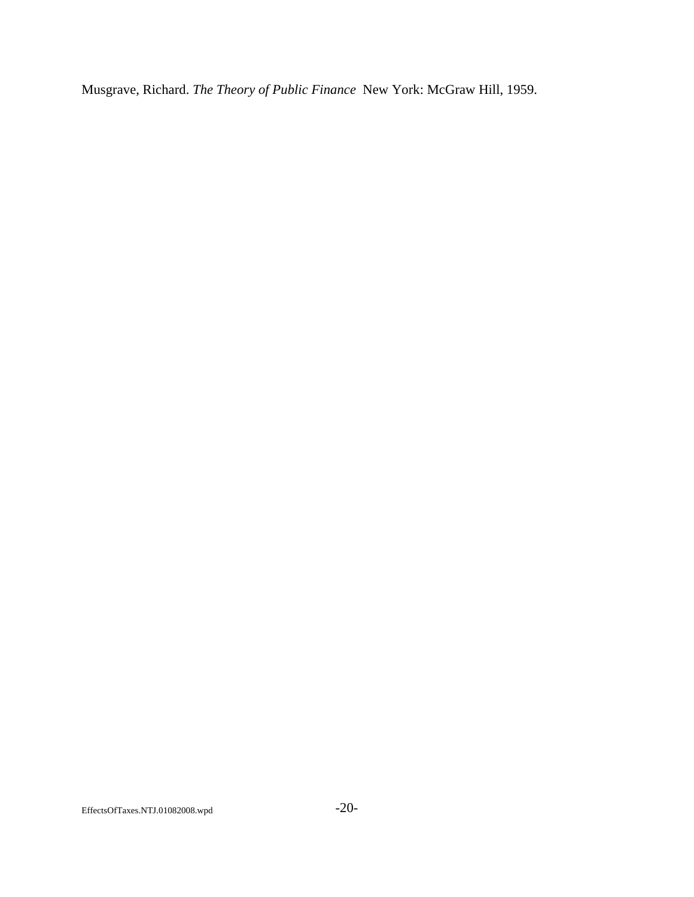Musgrave, Richard. *The Theory of Public Finance* New York: McGraw Hill, 1959.